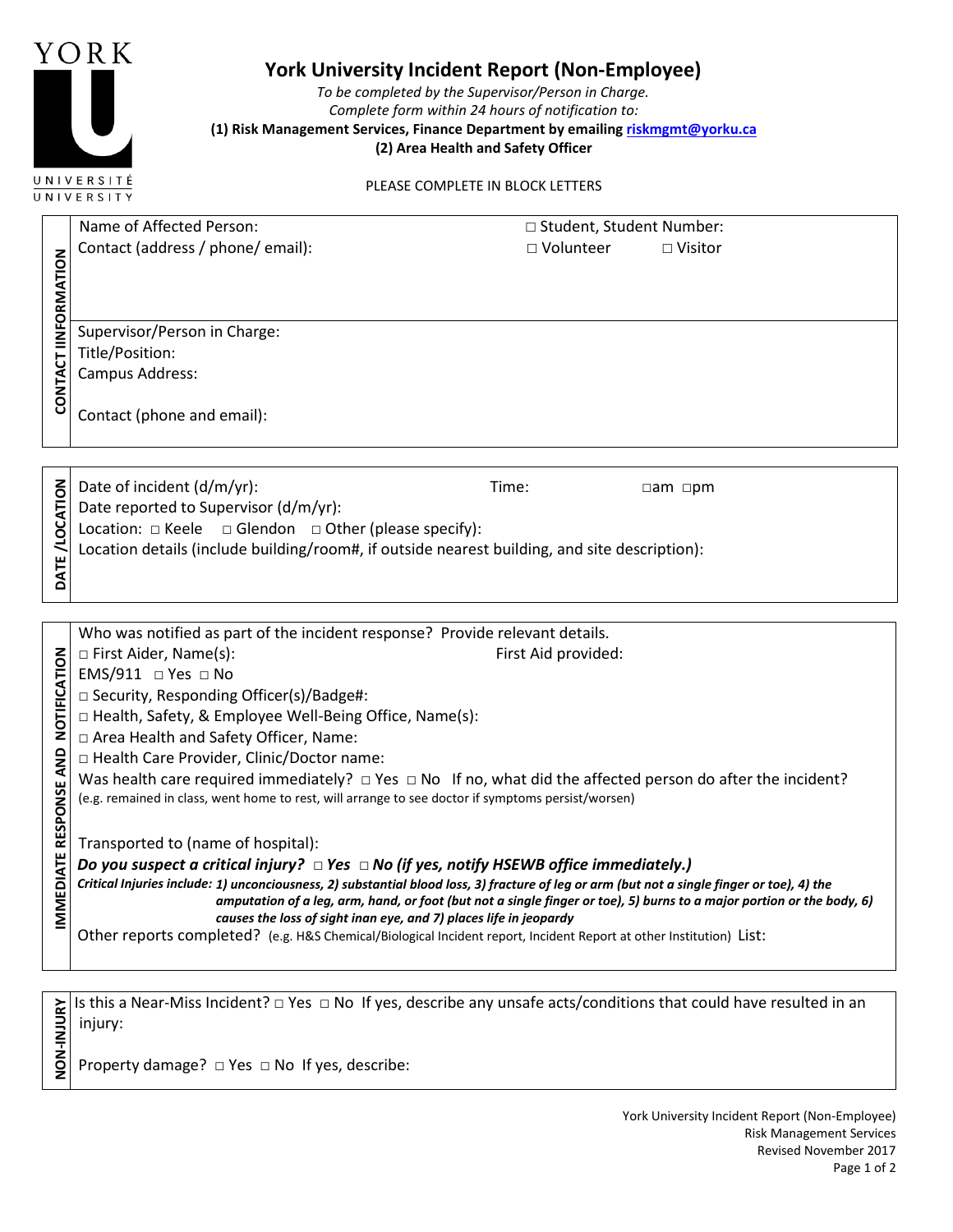# York University Incident Report (Non-Employee)

*To be completed by the Supervisor/Person in Charge.*
*Complete form within 24 hours of notification to:*
**(1) Risk Management Services, Finance Department by emailing riskmgmt@yorku.ca**
**(2) Area Health and Safety Officer**

PLEASE COMPLETE IN BLOCK LETTERS

## CONTACT IINFORMATION

Name of Affected Person: □ Student, Student Number:
Contact (address / phone/ email): □ Volunteer □ Visitor

Supervisor/Person in Charge:
Title/Position:
Campus Address:

Contact (phone and email):

## DATE /LOCATION

Date of incident (d/m/yr): Time: □am □pm
Date reported to Supervisor (d/m/yr):
Location: □ Keele □ Glendon □ Other (please specify):
Location details (include building/room#, if outside nearest building, and site description):

## IMMEDIATE RESPONSE AND NOTIFICATION

Who was notified as part of the incident response? Provide relevant details.
□ First Aider, Name(s): First Aid provided:
EMS/911 □ Yes □ No
□ Security, Responding Officer(s)/Badge#:
□ Health, Safety, & Employee Well-Being Office, Name(s):
□ Area Health and Safety Officer, Name:
□ Health Care Provider, Clinic/Doctor name:
Was health care required immediately? □ Yes □ No If no, what did the affected person do after the incident?
(e.g. remained in class, went home to rest, will arrange to see doctor if symptoms persist/worsen)

Transported to (name of hospital):
***Do you suspect a critical injury? □ Yes □ No (if yes, notify HSEWB office immediately.)***
***Critical Injuries include: 1) unconciousness, 2) substantial blood loss, 3) fracture of leg or arm (but not a single finger or toe), 4) the amputation of a leg, arm, hand, or foot (but not a single finger or toe), 5) burns to a major portion or the body, 6) causes the loss of sight inan eye, and 7) places life in jeopardy***
Other reports completed? (e.g. H&S Chemical/Biological Incident report, Incident Report at other Institution) List:

## NON-INJURY

Is this a Near-Miss Incident? □ Yes □ No If yes, describe any unsafe acts/conditions that could have resulted in an injury:

Property damage? □ Yes □ No If yes, describe:

York University Incident Report (Non-Employee)
Risk Management Services
Revised November 2017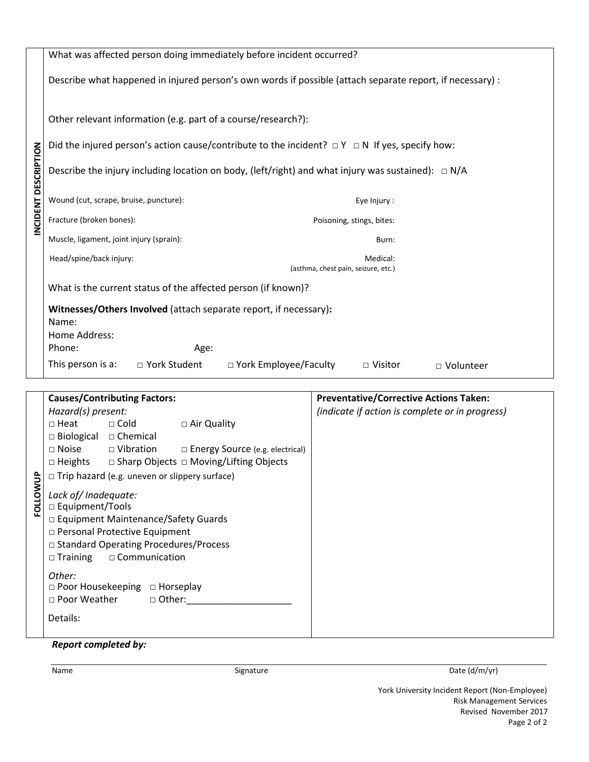## INCIDENT DESCRIPTION

What was affected person doing immediately before incident occurred?

Describe what happened in injured person's own words if possible (attach separate report, if necessary) :

Other relevant information (e.g. part of a course/research?):

Did the injured person's action cause/contribute to the incident? □ Y □ N If yes, specify how:

Describe the injury including location on body, (left/right) and what injury was sustained): □ N/A

| | |
|---|---|
| Wound (cut, scrape, bruise, puncture): | Eye Injury : |
| Fracture (broken bones): | Poisoning, stings, bites: |
| Muscle, ligament, joint injury (sprain): | Burn: |
| Head/spine/back injury: | Medical: (asthma, chest pain, seizure, etc.) |

What is the current status of the affected person (if known)?

**Witnesses/Others Involved** (attach separate report, if necessary)**:**

Name:

Home Address:

Phone: Age:

This person is a: □ York Student □ York Employee/Faculty □ Visitor □ Volunteer

## FOLLOWUP

| **Causes/Contributing Factors:** | **Preventative/Corrective Actions Taken:** *(indicate if action is complete or in progress)* |
|---|---|
| *Hazard(s) present:* <br> □ Heat □ Cold □ Air Quality <br> □ Biological □ Chemical <br> □ Noise □ Vibration □ Energy Source (e.g. electrical) <br> □ Heights □ Sharp Objects □ Moving/Lifting Objects <br> □ Trip hazard (e.g. uneven or slippery surface) <br><br> *Lack of/ Inadequate:* <br> □ Equipment/Tools <br> □ Equipment Maintenance/Safety Guards <br> □ Personal Protective Equipment <br> □ Standard Operating Procedures/Process <br> □ Training □ Communication <br><br> *Other:* <br> □ Poor Housekeeping □ Horseplay <br> □ Poor Weather □ Other:____________________ <br><br> Details: | |

***Report completed by:***

Name Signature Date (d/m/yr)

York University Incident Report (Non-Employee)
Risk Management Services
Revised November 2017